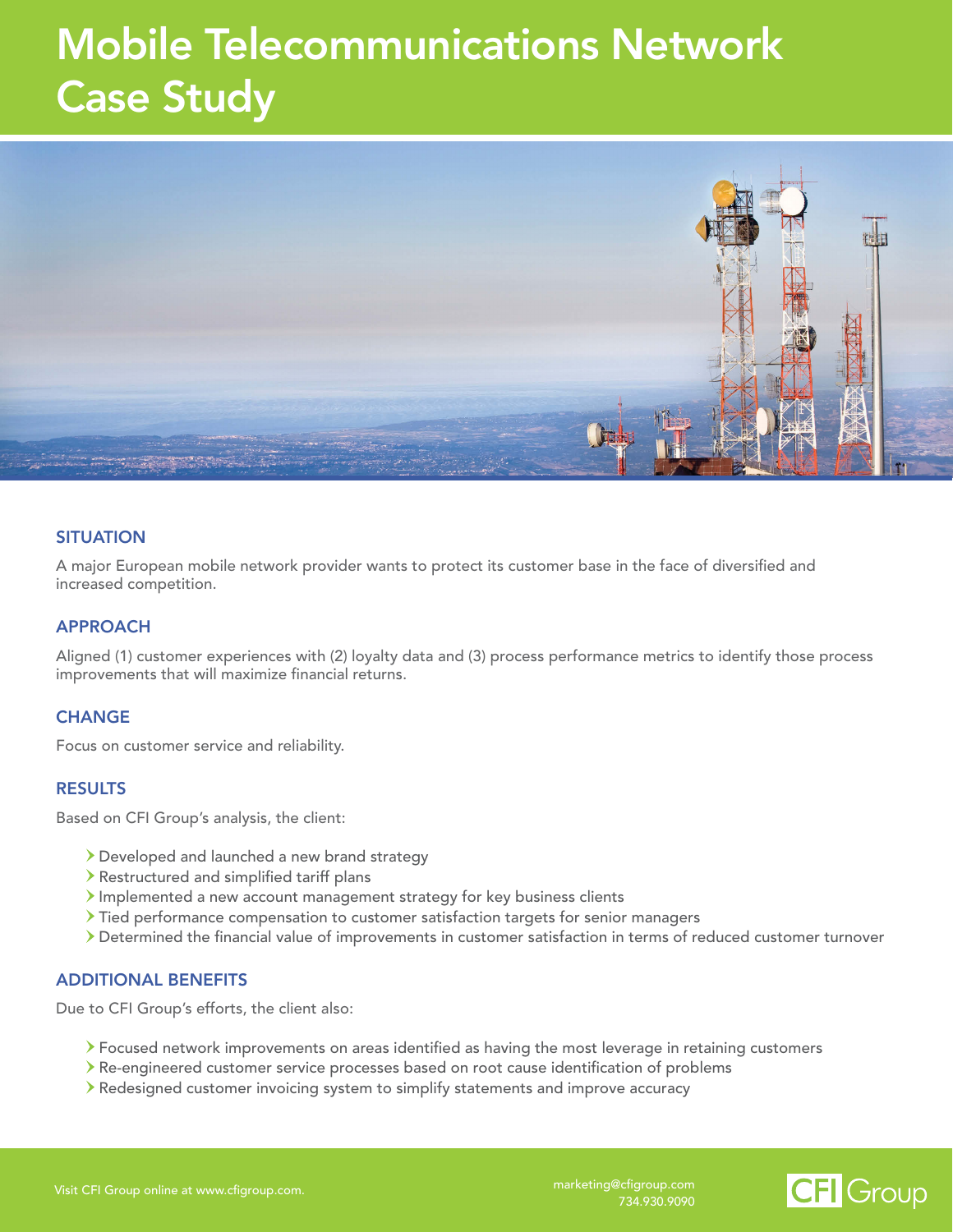# Mobile Telecommunications Network Case Study

## SITUATION

A major European mobile network provider wants to protect its customer base in the face of diversified and increased competition.

## APPROACH

Aligned (1) customer experiences with (2) loyalty data and (3) process performance metrics to identify those process improvements that will maximize financial returns.

## CHANGE

Focus on customer service and reliability.

## RESULTS

Based on CFI Group's analysis, the client:

- Developed and launched a new brand strategy
- Restructured and simplified tariff plans
- Implemented a new account management strategy for key business clients
- Tied performance compensation to customer satisfaction targets for senior managers
- Determined the financial value of improvements in customer satisfaction in terms of reduced customer turnover

## ADDITIONAL BENEFITS

Due to CFI Group's efforts, the client also:

- Focused network improvements on areas identified as having the most leverage in retaining customers
- Re-engineered customer service processes based on root cause identification of problems
- Redesigned customer invoicing system to simplify statements and improve accuracy

Visit CFI Group online at www.cfigroup.com.

marketing@cfigroup.com
734.930.9090

CFI Group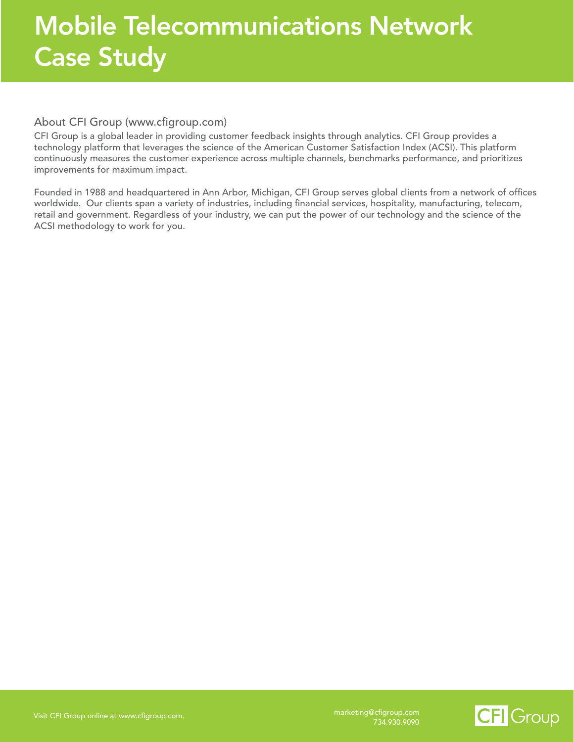# Mobile Telecommunications Network Case Study

## About CFI Group (www.cfigroup.com)

CFI Group is a global leader in providing customer feedback insights through analytics. CFI Group provides a technology platform that leverages the science of the American Customer Satisfaction Index (ACSI). This platform continuously measures the customer experience across multiple channels, benchmarks performance, and prioritizes improvements for maximum impact.

Founded in 1988 and headquartered in Ann Arbor, Michigan, CFI Group serves global clients from a network of offices worldwide. Our clients span a variety of industries, including financial services, hospitality, manufacturing, telecom, retail and government. Regardless of your industry, we can put the power of our technology and the science of the ACSI methodology to work for you.

Visit CFI Group online at www.cfigroup.com.

marketing@cfigroup.com
734.930.9090

CFI Group